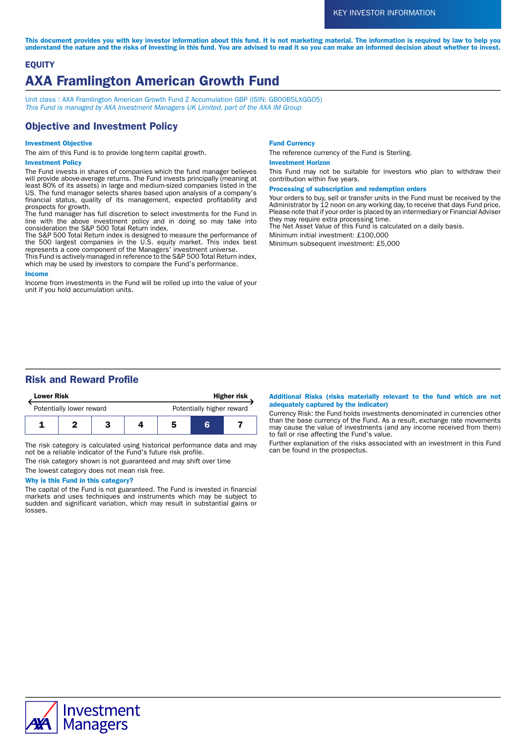KEY INVESTOR INFORMATION

**This document provides you with key investor information about this fund. It is not marketing material. The information is required by law to help you understand the nature and the risks of investing in this fund. You are advised to read it so you can make an informed decision about whether to invest.**

**EQUITY**

# AXA Framlington American Growth Fund

Unit class : AXA Framlington American Growth Fund Z Accumulation GBP (ISIN: GB00B5LXGG05)
*This Fund is managed by AXA Investment Managers UK Limited, part of the AXA IM Group*

## Objective and Investment Policy

### Investment Objective

The aim of this Fund is to provide long-term capital growth.

### Investment Policy

The Fund invests in shares of companies which the fund manager believes will provide above-average returns. The Fund invests principally (meaning at least 80% of its assets) in large and medium-sized companies listed in the US. The fund manager selects shares based upon analysis of a company's financial status, quality of its management, expected profitability and prospects for growth.
The fund manager has full discretion to select investments for the Fund in line with the above investment policy and in doing so may take into consideration the S&P 500 Total Return index.
The S&P 500 Total Return index is designed to measure the performance of the 500 largest companies in the U.S. equity market. This index best represents a core component of the Managers' investment universe.
This Fund is actively managed in reference to the S&P 500 Total Return index, which may be used by investors to compare the Fund's performance.

### Income

Income from investments in the Fund will be rolled up into the value of your unit if you hold accumulation units.

### Fund Currency

The reference currency of the Fund is Sterling.

### Investment Horizon

This Fund may not be suitable for investors who plan to withdraw their contribution within five years.

### Processing of subscription and redemption orders

Your orders to buy, sell or transfer units in the Fund must be received by the Administrator by 12 noon on any working day, to receive that days Fund price. Please note that if your order is placed by an intermediary or Financial Adviser they may require extra processing time.
The Net Asset Value of this Fund is calculated on a daily basis.

Minimum initial investment: £100,000

Minimum subsequent investment: £5,000

## Risk and Reward Profile

**Lower Risk** ← → **Higher risk**

Potentially lower reward — Potentially higher reward

| 1 | 2 | 3 | 4 | 5 | **6** | 7 |
|---|---|---|---|---|---|---|

The risk category is calculated using historical performance data and may not be a reliable indicator of the Fund's future risk profile.

The risk category shown is not guaranteed and may shift over time

The lowest category does not mean risk free.

### Why is this Fund in this category?

The capital of the Fund is not guaranteed. The Fund is invested in financial markets and uses techniques and instruments which may be subject to sudden and significant variation, which may result in substantial gains or losses.

### Additional Risks (risks materially relevant to the fund which are not adequately captured by the indicator)

Currency Risk: the Fund holds investments denominated in currencies other than the base currency of the Fund. As a result, exchange rate movements may cause the value of investments (and any income received from them) to fall or rise affecting the Fund's value.

Further explanation of the risks associated with an investment in this Fund can be found in the prospectus.

AXA Investment Managers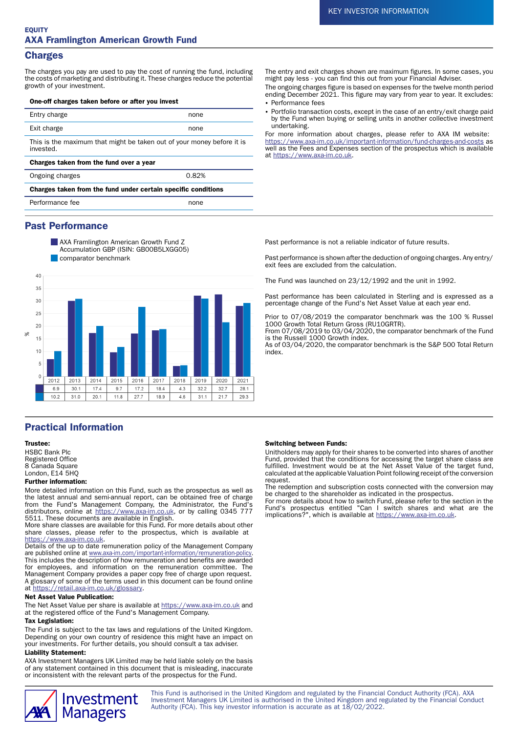**EQUITY**

# AXA Framlington American Growth Fund

## Charges

The charges you pay are used to pay the cost of running the fund, including the costs of marketing and distributing it. These charges reduce the potential growth of your investment.

| One-off charges taken before or after you invest | |
|---|---|
| Entry charge | none |
| Exit charge | none |
| This is the maximum that might be taken out of your money before it is invested. | |
| **Charges taken from the fund over a year** | |
| Ongoing charges | 0.82% |
| **Charges taken from the fund under certain specific conditions** | |
| Performance fee | none |

The entry and exit charges shown are maximum figures. In some cases, you might pay less - you can find this out from your Financial Adviser.

The ongoing charges figure is based on expenses for the twelve month period ending December 2021. This figure may vary from year to year. It excludes:

- Performance fees
- Portfolio transaction costs, except in the case of an entry/exit charge paid by the Fund when buying or selling units in another collective investment undertaking.

For more information about charges, please refer to AXA IM website: https://www.axa-im.co.uk/important-information/fund-charges-and-costs as well as the Fees and Expenses section of the prospectus which is available at https://www.axa-im.co.uk.

## Past Performance

AXA Framlington American Growth Fund Z Accumulation GBP (ISIN: GB00B5LXGG05)
comparator benchmark

%
40
35
30
25
20
15
10
5
0

2012 2013 2014 2015 2016 2017 2018 2019 2020 2021
6.9 30.1 17.4 9.7 17.2 18.4 4.3 32.2 32.7 28.1
10.2 31.0 20.1 11.8 27.7 18.9 4.6 31.1 21.7 29.3

Past performance is not a reliable indicator of future results.

Past performance is shown after the deduction of ongoing charges. Any entry/exit fees are excluded from the calculation.

The Fund was launched on 23/12/1992 and the unit in 1992.

Past performance has been calculated in Sterling and is expressed as a percentage change of the Fund's Net Asset Value at each year end.

Prior to 07/08/2019 the comparator benchmark was the 100 % Russel 1000 Growth Total Return Gross (RU10GRTR).
From 07/08/2019 to 03/04/2020, the comparator benchmark of the Fund is the Russell 1000 Growth index.
As of 03/04/2020, the comparator benchmark is the S&P 500 Total Return index.

## Practical Information

**Trustee:**
HSBC Bank Plc
Registered Office
8 Canada Square
London, E14 5HQ

**Further information:**
More detailed information on this Fund, such as the prospectus as well as the latest annual and semi-annual report, can be obtained free of charge from the Fund's Management Company, the Administrator, the Fund's distributors, online at https://www.axa-im.co.uk, or by calling 0345 777 5511. These documents are available in English.
More share classes are available for this Fund. For more details about other share classes, please refer to the prospectus, which is available at https://www.axa-im.co.uk.
Details of the up to date remuneration policy of the Management Company are published online at www.axa-im.com/important-information/remuneration-policy. This includes the description of how remuneration and benefits are awarded for employees, and information on the remuneration committee. The Management Company provides a paper copy free of charge upon request.
A glossary of some of the terms used in this document can be found online at https://retail.axa-im.co.uk/glossary.

**Net Asset Value Publication:**
The Net Asset Value per share is available at https://www.axa-im.co.uk and at the registered office of the Fund's Management Company.

**Tax Legislation:**
The Fund is subject to the tax laws and regulations of the United Kingdom. Depending on your own country of residence this might have an impact on your investments. For further details, you should consult a tax adviser.

**Liability Statement:**
AXA Investment Managers UK Limited may be held liable solely on the basis of any statement contained in this document that is misleading, inaccurate or inconsistent with the relevant parts of the prospectus for the Fund.

**Switching between Funds:**
Unitholders may apply for their shares to be converted into shares of another Fund, provided that the conditions for accessing the target share class are fulfilled. Investment would be at the Net Asset Value of the target fund, calculated at the applicable Valuation Point following receipt of the conversion request.
The redemption and subscription costs connected with the conversion may be charged to the shareholder as indicated in the prospectus.
For more details about how to switch Fund, please refer to the section in the Fund's prospectus entitled "Can I switch shares and what are the implications?", which is available at https://www.axa-im.co.uk.

This Fund is authorised in the United Kingdom and regulated by the Financial Conduct Authority (FCA). AXA Investment Managers UK Limited is authorised in the United Kingdom and regulated by the Financial Conduct Authority (FCA). This key investor information is accurate as at 18/02/2022.